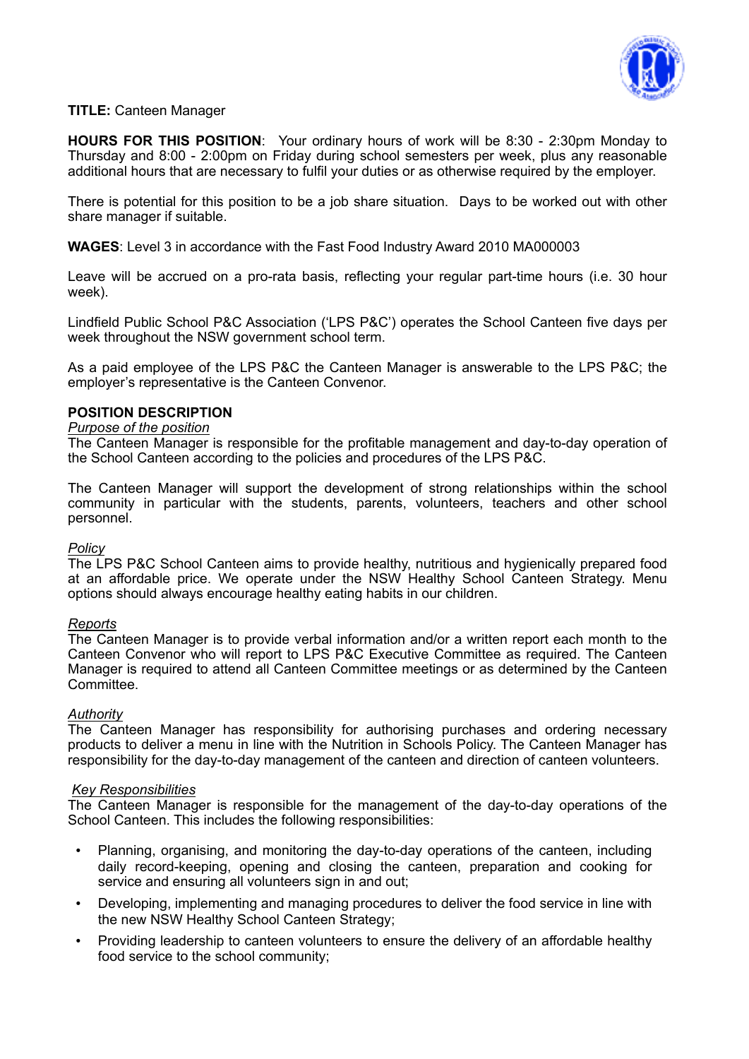**TITLE:** Canteen Manager

**HOURS FOR THIS POSITION**: Your ordinary hours of work will be 8:30 - 2:30pm Monday to Thursday and 8:00 - 2:00pm on Friday during school semesters per week, plus any reasonable additional hours that are necessary to fulfil your duties or as otherwise required by the employer.

There is potential for this position to be a job share situation. Days to be worked out with other share manager if suitable.

**WAGES**: Level 3 in accordance with the Fast Food Industry Award 2010 MA000003

Leave will be accrued on a pro-rata basis, reflecting your regular part-time hours (i.e. 30 hour week).

Lindfield Public School P&C Association ('LPS P&C') operates the School Canteen five days per week throughout the NSW government school term.

As a paid employee of the LPS P&C the Canteen Manager is answerable to the LPS P&C; the employer's representative is the Canteen Convenor.

**POSITION DESCRIPTION**

*Purpose of the position*

The Canteen Manager is responsible for the profitable management and day-to-day operation of the School Canteen according to the policies and procedures of the LPS P&C.

The Canteen Manager will support the development of strong relationships within the school community in particular with the students, parents, volunteers, teachers and other school personnel.

*Policy*

The LPS P&C School Canteen aims to provide healthy, nutritious and hygienically prepared food at an affordable price. We operate under the NSW Healthy School Canteen Strategy. Menu options should always encourage healthy eating habits in our children.

*Reports*

The Canteen Manager is to provide verbal information and/or a written report each month to the Canteen Convenor who will report to LPS P&C Executive Committee as required. The Canteen Manager is required to attend all Canteen Committee meetings or as determined by the Canteen Committee.

*Authority*

The Canteen Manager has responsibility for authorising purchases and ordering necessary products to deliver a menu in line with the Nutrition in Schools Policy. The Canteen Manager has responsibility for the day-to-day management of the canteen and direction of canteen volunteers.

*Key Responsibilities*

The Canteen Manager is responsible for the management of the day-to-day operations of the School Canteen. This includes the following responsibilities:

- Planning, organising, and monitoring the day-to-day operations of the canteen, including daily record-keeping, opening and closing the canteen, preparation and cooking for service and ensuring all volunteers sign in and out;
- Developing, implementing and managing procedures to deliver the food service in line with the new NSW Healthy School Canteen Strategy;
- Providing leadership to canteen volunteers to ensure the delivery of an affordable healthy food service to the school community;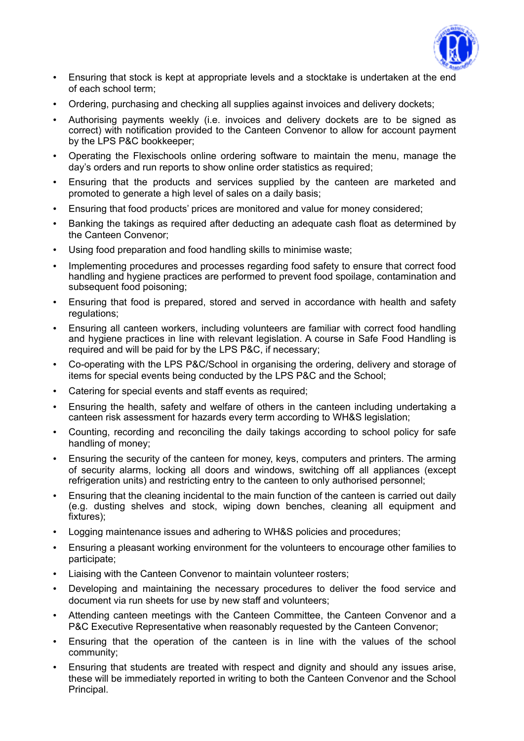- Ensuring that stock is kept at appropriate levels and a stocktake is undertaken at the end of each school term;
- Ordering, purchasing and checking all supplies against invoices and delivery dockets;
- Authorising payments weekly (i.e. invoices and delivery dockets are to be signed as correct) with notification provided to the Canteen Convenor to allow for account payment by the LPS P&C bookkeeper;
- Operating the Flexischools online ordering software to maintain the menu, manage the day's orders and run reports to show online order statistics as required;
- Ensuring that the products and services supplied by the canteen are marketed and promoted to generate a high level of sales on a daily basis;
- Ensuring that food products' prices are monitored and value for money considered;
- Banking the takings as required after deducting an adequate cash float as determined by the Canteen Convenor;
- Using food preparation and food handling skills to minimise waste;
- Implementing procedures and processes regarding food safety to ensure that correct food handling and hygiene practices are performed to prevent food spoilage, contamination and subsequent food poisoning;
- Ensuring that food is prepared, stored and served in accordance with health and safety regulations;
- Ensuring all canteen workers, including volunteers are familiar with correct food handling and hygiene practices in line with relevant legislation. A course in Safe Food Handling is required and will be paid for by the LPS P&C, if necessary;
- Co-operating with the LPS P&C/School in organising the ordering, delivery and storage of items for special events being conducted by the LPS P&C and the School;
- Catering for special events and staff events as required;
- Ensuring the health, safety and welfare of others in the canteen including undertaking a canteen risk assessment for hazards every term according to WH&S legislation;
- Counting, recording and reconciling the daily takings according to school policy for safe handling of money;
- Ensuring the security of the canteen for money, keys, computers and printers. The arming of security alarms, locking all doors and windows, switching off all appliances (except refrigeration units) and restricting entry to the canteen to only authorised personnel;
- Ensuring that the cleaning incidental to the main function of the canteen is carried out daily (e.g. dusting shelves and stock, wiping down benches, cleaning all equipment and fixtures);
- Logging maintenance issues and adhering to WH&S policies and procedures;
- Ensuring a pleasant working environment for the volunteers to encourage other families to participate;
- Liaising with the Canteen Convenor to maintain volunteer rosters;
- Developing and maintaining the necessary procedures to deliver the food service and document via run sheets for use by new staff and volunteers;
- Attending canteen meetings with the Canteen Committee, the Canteen Convenor and a P&C Executive Representative when reasonably requested by the Canteen Convenor;
- Ensuring that the operation of the canteen is in line with the values of the school community;
- Ensuring that students are treated with respect and dignity and should any issues arise, these will be immediately reported in writing to both the Canteen Convenor and the School Principal.